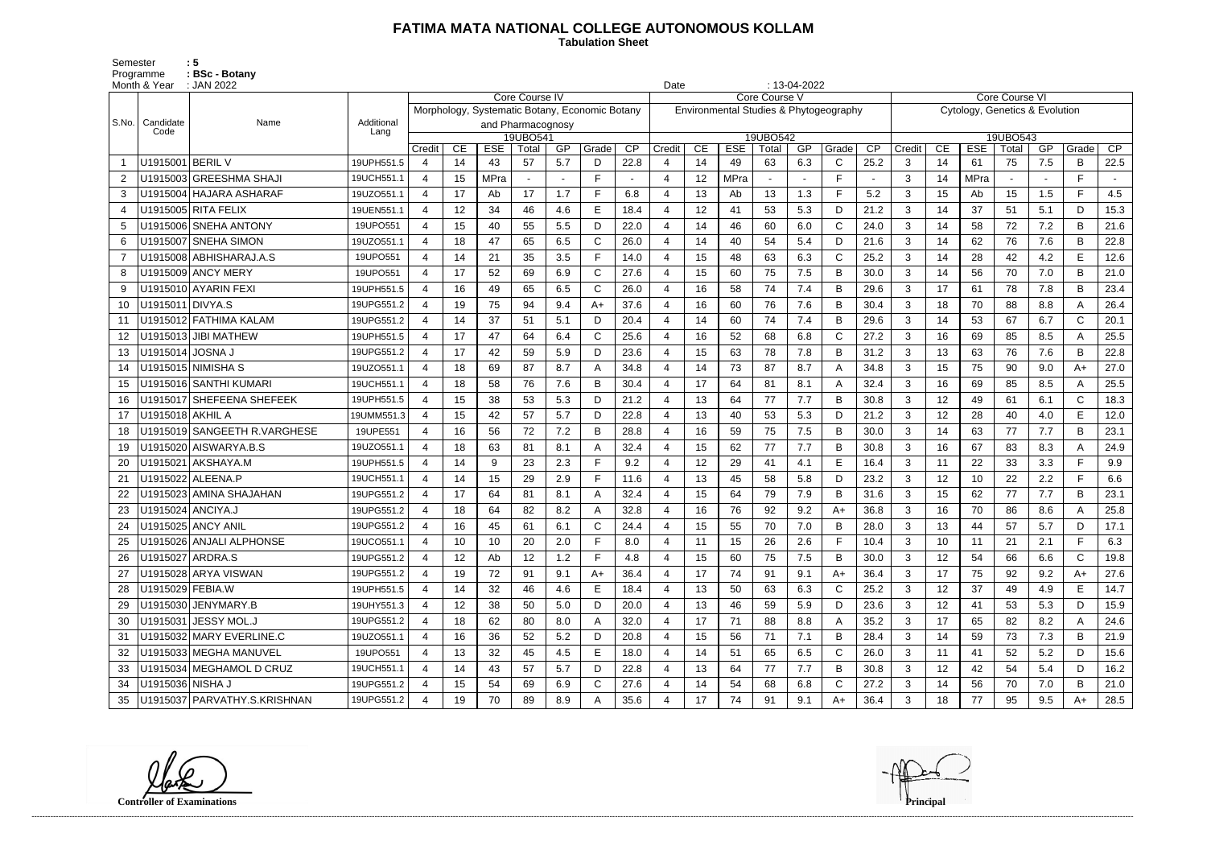# FATIMA MATA NATIONAL COLLEGE AUTONOMOUS KOLLAM

**Tabulation Sheet**

Semester : 5
Programme : BSc - Botany
Month & Year : JAN 2022
Date : 13-04-2022

| S.No. | Candidate Code | Name | Additional Lang | Core Course IV | | | | | | | Core Course V | | | | | | | Core Course VI | | | | | | |
|---|---|---|---|---|---|---|---|---|---|---|---|---|---|---|---|---|---|---|---|---|---|---|---|---|
| | | | | Morphology, Systematic Botany, Economic Botany and Pharmacognosy | | | | | | | Environmental Studies & Phytogeography | | | | | | | Cytology, Genetics & Evolution | | | | | | |
| | | | | 19UBO541 | | | | | | | 19UBO542 | | | | | | | 19UBO543 | | | | | | |
| | | | | Credit | CE | ESE | Total | GP | Grade | CP | Credit | CE | ESE | Total | GP | Grade | CP | Credit | CE | ESE | Total | GP | Grade | CP |
| 1 | U1915001 | BERIL V | 19UPH551.5 | 4 | 14 | 43 | 57 | 5.7 | D | 22.8 | 4 | 14 | 49 | 63 | 6.3 | C | 25.2 | 3 | 14 | 61 | 75 | 7.5 | B | 22.5 |
| 2 | U1915003 | GREESHMA SHAJI | 19UCH551.1 | 4 | 15 | MPra | - | - | F | - | 4 | 12 | MPra | - | - | F | - | 3 | 14 | MPra | - | - | F | - |
| 3 | U1915004 | HAJARA ASHARAF | 19UZO551.1 | 4 | 17 | Ab | 17 | 1.7 | F | 6.8 | 4 | 13 | Ab | 13 | 1.3 | F | 5.2 | 3 | 15 | Ab | 15 | 1.5 | F | 4.5 |
| 4 | U1915005 | RITA FELIX | 19UEN551.1 | 4 | 12 | 34 | 46 | 4.6 | E | 18.4 | 4 | 12 | 41 | 53 | 5.3 | D | 21.2 | 3 | 14 | 37 | 51 | 5.1 | D | 15.3 |
| 5 | U1915006 | SNEHA ANTONY | 19UPO551 | 4 | 15 | 40 | 55 | 5.5 | D | 22.0 | 4 | 14 | 46 | 60 | 6.0 | C | 24.0 | 3 | 14 | 58 | 72 | 7.2 | B | 21.6 |
| 6 | U1915007 | SNEHA SIMON | 19UZO551.1 | 4 | 18 | 47 | 65 | 6.5 | C | 26.0 | 4 | 14 | 40 | 54 | 5.4 | D | 21.6 | 3 | 14 | 62 | 76 | 7.6 | B | 22.8 |
| 7 | U1915008 | ABHISHARAJ.A.S | 19UPO551 | 4 | 14 | 21 | 35 | 3.5 | F | 14.0 | 4 | 15 | 48 | 63 | 6.3 | C | 25.2 | 3 | 14 | 28 | 42 | 4.2 | E | 12.6 |
| 8 | U1915009 | ANCY MERY | 19UPO551 | 4 | 17 | 52 | 69 | 6.9 | C | 27.6 | 4 | 15 | 60 | 75 | 7.5 | B | 30.0 | 3 | 14 | 56 | 70 | 7.0 | B | 21.0 |
| 9 | U1915010 | AYARIN FEXI | 19UPH551.5 | 4 | 16 | 49 | 65 | 6.5 | C | 26.0 | 4 | 16 | 58 | 74 | 7.4 | B | 29.6 | 3 | 17 | 61 | 78 | 7.8 | B | 23.4 |
| 10 | U1915011 | DIVYA.S | 19UPG551.2 | 4 | 19 | 75 | 94 | 9.4 | A+ | 37.6 | 4 | 16 | 60 | 76 | 7.6 | B | 30.4 | 3 | 18 | 70 | 88 | 8.8 | A | 26.4 |
| 11 | U1915012 | FATHIMA KALAM | 19UPG551.2 | 4 | 14 | 37 | 51 | 5.1 | D | 20.4 | 4 | 14 | 60 | 74 | 7.4 | B | 29.6 | 3 | 14 | 53 | 67 | 6.7 | C | 20.1 |
| 12 | U1915013 | JIBI MATHEW | 19UPH551.5 | 4 | 17 | 47 | 64 | 6.4 | C | 25.6 | 4 | 16 | 52 | 68 | 6.8 | C | 27.2 | 3 | 16 | 69 | 85 | 8.5 | A | 25.5 |
| 13 | U1915014 | JOSNA J | 19UPG551.2 | 4 | 17 | 42 | 59 | 5.9 | D | 23.6 | 4 | 15 | 63 | 78 | 7.8 | B | 31.2 | 3 | 13 | 63 | 76 | 7.6 | B | 22.8 |
| 14 | U1915015 | NIMISHA S | 19UZO551.1 | 4 | 18 | 69 | 87 | 8.7 | A | 34.8 | 4 | 14 | 73 | 87 | 8.7 | A | 34.8 | 3 | 15 | 75 | 90 | 9.0 | A+ | 27.0 |
| 15 | U1915016 | SANTHI KUMARI | 19UCH551.1 | 4 | 18 | 58 | 76 | 7.6 | B | 30.4 | 4 | 17 | 64 | 81 | 8.1 | A | 32.4 | 3 | 16 | 69 | 85 | 8.5 | A | 25.5 |
| 16 | U1915017 | SHEFEENA SHEFEEK | 19UPH551.5 | 4 | 15 | 38 | 53 | 5.3 | D | 21.2 | 4 | 13 | 64 | 77 | 7.7 | B | 30.8 | 3 | 12 | 49 | 61 | 6.1 | C | 18.3 |
| 17 | U1915018 | AKHIL A | 19UMM551.3 | 4 | 15 | 42 | 57 | 5.7 | D | 22.8 | 4 | 13 | 40 | 53 | 5.3 | D | 21.2 | 3 | 12 | 28 | 40 | 4.0 | E | 12.0 |
| 18 | U1915019 | SANGEETH R.VARGHESE | 19UPE551 | 4 | 16 | 56 | 72 | 7.2 | B | 28.8 | 4 | 16 | 59 | 75 | 7.5 | B | 30.0 | 3 | 14 | 63 | 77 | 7.7 | B | 23.1 |
| 19 | U1915020 | AISWARYA.B.S | 19UZO551.1 | 4 | 18 | 63 | 81 | 8.1 | A | 32.4 | 4 | 15 | 62 | 77 | 7.7 | B | 30.8 | 3 | 16 | 67 | 83 | 8.3 | A | 24.9 |
| 20 | U1915021 | AKSHAYA.M | 19UPH551.5 | 4 | 14 | 9 | 23 | 2.3 | F | 9.2 | 4 | 12 | 29 | 41 | 4.1 | E | 16.4 | 3 | 11 | 22 | 33 | 3.3 | F | 9.9 |
| 21 | U1915022 | ALEENA.P | 19UCH551.1 | 4 | 14 | 15 | 29 | 2.9 | F | 11.6 | 4 | 13 | 45 | 58 | 5.8 | D | 23.2 | 3 | 12 | 10 | 22 | 2.2 | F | 6.6 |
| 22 | U1915023 | AMINA SHAJAHAN | 19UPG551.2 | 4 | 17 | 64 | 81 | 8.1 | A | 32.4 | 4 | 15 | 64 | 79 | 7.9 | B | 31.6 | 3 | 15 | 62 | 77 | 7.7 | B | 23.1 |
| 23 | U1915024 | ANCIYA.J | 19UPG551.2 | 4 | 18 | 64 | 82 | 8.2 | A | 32.8 | 4 | 16 | 76 | 92 | 9.2 | A+ | 36.8 | 3 | 16 | 70 | 86 | 8.6 | A | 25.8 |
| 24 | U1915025 | ANCY ANIL | 19UPG551.2 | 4 | 16 | 45 | 61 | 6.1 | C | 24.4 | 4 | 15 | 55 | 70 | 7.0 | B | 28.0 | 3 | 13 | 44 | 57 | 5.7 | D | 17.1 |
| 25 | U1915026 | ANJALI ALPHONSE | 19UCO551.1 | 4 | 10 | 10 | 20 | 2.0 | F | 8.0 | 4 | 11 | 15 | 26 | 2.6 | F | 10.4 | 3 | 10 | 11 | 21 | 2.1 | F | 6.3 |
| 26 | U1915027 | ARDRA.S | 19UPG551.2 | 4 | 12 | Ab | 12 | 1.2 | F | 4.8 | 4 | 15 | 60 | 75 | 7.5 | B | 30.0 | 3 | 12 | 54 | 66 | 6.6 | C | 19.8 |
| 27 | U1915028 | ARYA VISWAN | 19UPG551.2 | 4 | 19 | 72 | 91 | 9.1 | A+ | 36.4 | 4 | 17 | 74 | 91 | 9.1 | A+ | 36.4 | 3 | 17 | 75 | 92 | 9.2 | A+ | 27.6 |
| 28 | U1915029 | FEBIA.W | 19UPH551.5 | 4 | 14 | 32 | 46 | 4.6 | E | 18.4 | 4 | 13 | 50 | 63 | 6.3 | C | 25.2 | 3 | 12 | 37 | 49 | 4.9 | E | 14.7 |
| 29 | U1915030 | JENYMARY.B | 19UHY551.3 | 4 | 12 | 38 | 50 | 5.0 | D | 20.0 | 4 | 13 | 46 | 59 | 5.9 | D | 23.6 | 3 | 12 | 41 | 53 | 5.3 | D | 15.9 |
| 30 | U1915031 | JESSY MOL.J | 19UPG551.2 | 4 | 18 | 62 | 80 | 8.0 | A | 32.0 | 4 | 17 | 71 | 88 | 8.8 | A | 35.2 | 3 | 17 | 65 | 82 | 8.2 | A | 24.6 |
| 31 | U1915032 | MARY EVERLINE.C | 19UZO551.1 | 4 | 16 | 36 | 52 | 5.2 | D | 20.8 | 4 | 15 | 56 | 71 | 7.1 | B | 28.4 | 3 | 14 | 59 | 73 | 7.3 | B | 21.9 |
| 32 | U1915033 | MEGHA MANUVEL | 19UPO551 | 4 | 13 | 32 | 45 | 4.5 | E | 18.0 | 4 | 14 | 51 | 65 | 6.5 | C | 26.0 | 3 | 11 | 41 | 52 | 5.2 | D | 15.6 |
| 33 | U1915034 | MEGHAMOL D CRUZ | 19UCH551.1 | 4 | 14 | 43 | 57 | 5.7 | D | 22.8 | 4 | 13 | 64 | 77 | 7.7 | B | 30.8 | 3 | 12 | 42 | 54 | 5.4 | D | 16.2 |
| 34 | U1915036 | NISHA J | 19UPG551.2 | 4 | 15 | 54 | 69 | 6.9 | C | 27.6 | 4 | 14 | 54 | 68 | 6.8 | C | 27.2 | 3 | 14 | 56 | 70 | 7.0 | B | 21.0 |
| 35 | U1915037 | PARVATHY.S.KRISHNAN | 19UPG551.2 | 4 | 19 | 70 | 89 | 8.9 | A | 35.6 | 4 | 17 | 74 | 91 | 9.1 | A+ | 36.4 | 3 | 18 | 77 | 95 | 9.5 | A+ | 28.5 |

Controller of Examinations

Principal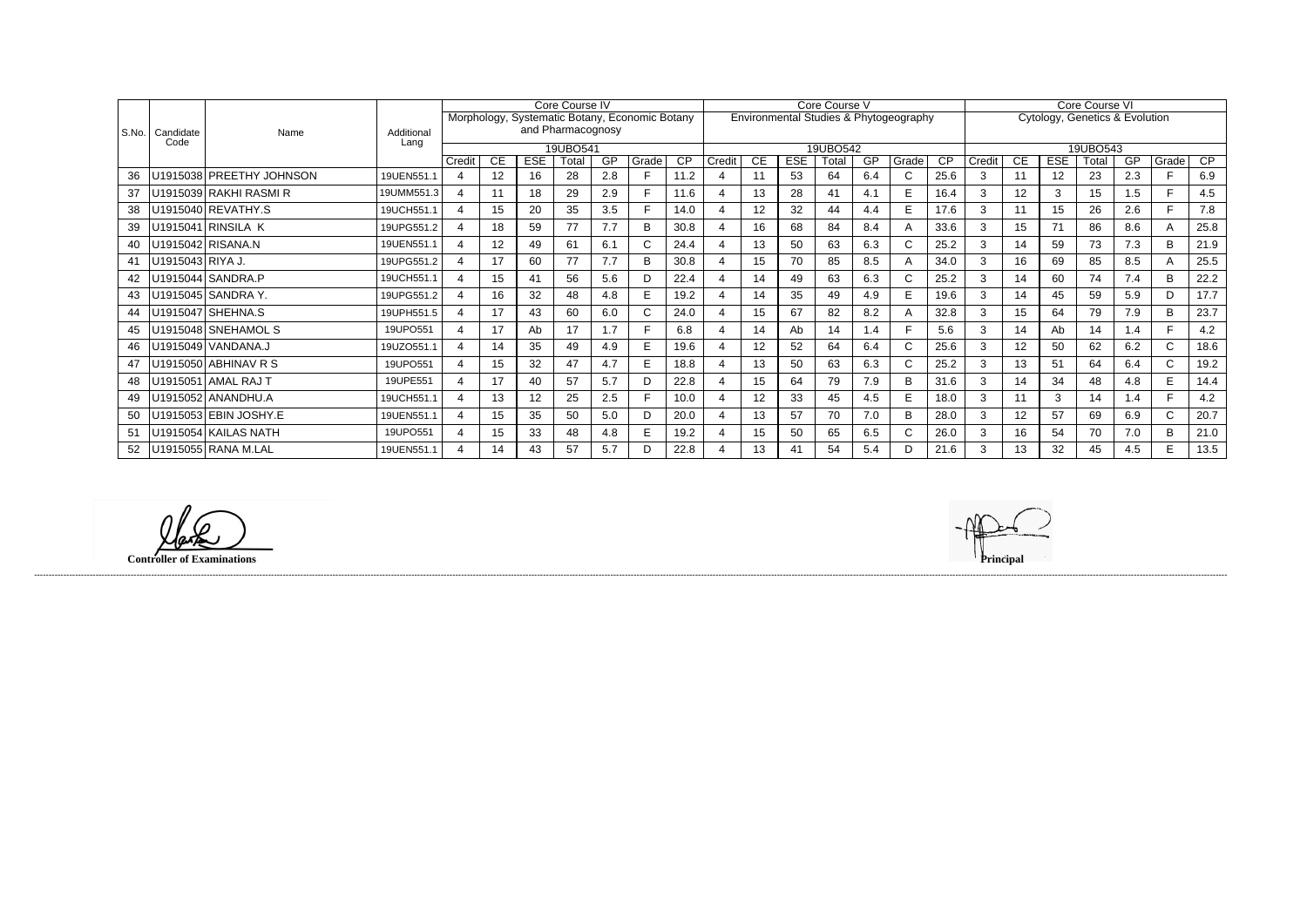| S.No. | Candidate Code | Name | Additional Lang | Core Course IV | | | | | | | Core Course V | | | | | | | Core Course VI | | | | | | |
|---|---|---|---|---|---|---|---|---|---|---|---|---|---|---|---|---|---|---|---|---|---|---|---|---|
| | | | | Morphology, Systematic Botany, Economic Botany and Pharmacognosy | | | | | | | Environmental Studies & Phytogeography | | | | | | | Cytology, Genetics & Evolution | | | | | | |
| | | | | 19UBO541 | | | | | | | 19UBO542 | | | | | | | 19UBO543 | | | | | | |
| | | | | Credit | CE | ESE | Total | GP | Grade | CP | Credit | CE | ESE | Total | GP | Grade | CP | Credit | CE | ESE | Total | GP | Grade | CP |
| 36 | U1915038 | PREETHY JOHNSON | 19UEN551.1 | 4 | 12 | 16 | 28 | 2.8 | F | 11.2 | 4 | 11 | 53 | 64 | 6.4 | C | 25.6 | 3 | 11 | 12 | 23 | 2.3 | F | 6.9 |
| 37 | U1915039 | RAKHI RASMI R | 19UMM551.3 | 4 | 11 | 18 | 29 | 2.9 | F | 11.6 | 4 | 13 | 28 | 41 | 4.1 | E | 16.4 | 3 | 12 | 3 | 15 | 1.5 | F | 4.5 |
| 38 | U1915040 | REVATHY.S | 19UCH551.1 | 4 | 15 | 20 | 35 | 3.5 | F | 14.0 | 4 | 12 | 32 | 44 | 4.4 | E | 17.6 | 3 | 11 | 15 | 26 | 2.6 | F | 7.8 |
| 39 | U1915041 | RINSILA K | 19UPG551.2 | 4 | 18 | 59 | 77 | 7.7 | B | 30.8 | 4 | 16 | 68 | 84 | 8.4 | A | 33.6 | 3 | 15 | 71 | 86 | 8.6 | A | 25.8 |
| 40 | U1915042 | RISANA.N | 19UEN551.1 | 4 | 12 | 49 | 61 | 6.1 | C | 24.4 | 4 | 13 | 50 | 63 | 6.3 | C | 25.2 | 3 | 14 | 59 | 73 | 7.3 | B | 21.9 |
| 41 | U1915043 | RIYA J. | 19UPG551.2 | 4 | 17 | 60 | 77 | 7.7 | B | 30.8 | 4 | 15 | 70 | 85 | 8.5 | A | 34.0 | 3 | 16 | 69 | 85 | 8.5 | A | 25.5 |
| 42 | U1915044 | SANDRA.P | 19UCH551.1 | 4 | 15 | 41 | 56 | 5.6 | D | 22.4 | 4 | 14 | 49 | 63 | 6.3 | C | 25.2 | 3 | 14 | 60 | 74 | 7.4 | B | 22.2 |
| 43 | U1915045 | SANDRA Y. | 19UPG551.2 | 4 | 16 | 32 | 48 | 4.8 | E | 19.2 | 4 | 14 | 35 | 49 | 4.9 | E | 19.6 | 3 | 14 | 45 | 59 | 5.9 | D | 17.7 |
| 44 | U1915047 | SHEHNA.S | 19UPH551.5 | 4 | 17 | 43 | 60 | 6.0 | C | 24.0 | 4 | 15 | 67 | 82 | 8.2 | A | 32.8 | 3 | 15 | 64 | 79 | 7.9 | B | 23.7 |
| 45 | U1915048 | SNEHAMOL S | 19UPO551 | 4 | 17 | Ab | 17 | 1.7 | F | 6.8 | 4 | 14 | Ab | 14 | 1.4 | F | 5.6 | 3 | 14 | Ab | 14 | 1.4 | F | 4.2 |
| 46 | U1915049 | VANDANA.J | 19UZO551.1 | 4 | 14 | 35 | 49 | 4.9 | E | 19.6 | 4 | 12 | 52 | 64 | 6.4 | C | 25.6 | 3 | 12 | 50 | 62 | 6.2 | C | 18.6 |
| 47 | U1915050 | ABHINAV R S | 19UPO551 | 4 | 15 | 32 | 47 | 4.7 | E | 18.8 | 4 | 13 | 50 | 63 | 6.3 | C | 25.2 | 3 | 13 | 51 | 64 | 6.4 | C | 19.2 |
| 48 | U1915051 | AMAL RAJ T | 19UPE551 | 4 | 17 | 40 | 57 | 5.7 | D | 22.8 | 4 | 15 | 64 | 79 | 7.9 | B | 31.6 | 3 | 14 | 34 | 48 | 4.8 | E | 14.4 |
| 49 | U1915052 | ANANDHU.A | 19UCH551.1 | 4 | 13 | 12 | 25 | 2.5 | F | 10.0 | 4 | 12 | 33 | 45 | 4.5 | E | 18.0 | 3 | 11 | 3 | 14 | 1.4 | F | 4.2 |
| 50 | U1915053 | EBIN JOSHY.E | 19UEN551.1 | 4 | 15 | 35 | 50 | 5.0 | D | 20.0 | 4 | 13 | 57 | 70 | 7.0 | B | 28.0 | 3 | 12 | 57 | 69 | 6.9 | C | 20.7 |
| 51 | U1915054 | KAILAS NATH | 19UPO551 | 4 | 15 | 33 | 48 | 4.8 | E | 19.2 | 4 | 15 | 50 | 65 | 6.5 | C | 26.0 | 3 | 16 | 54 | 70 | 7.0 | B | 21.0 |
| 52 | U1915055 | RANA M.LAL | 19UEN551.1 | 4 | 14 | 43 | 57 | 5.7 | D | 22.8 | 4 | 13 | 41 | 54 | 5.4 | D | 21.6 | 3 | 13 | 32 | 45 | 4.5 | E | 13.5 |

**Controller of Examinations**

**Principal**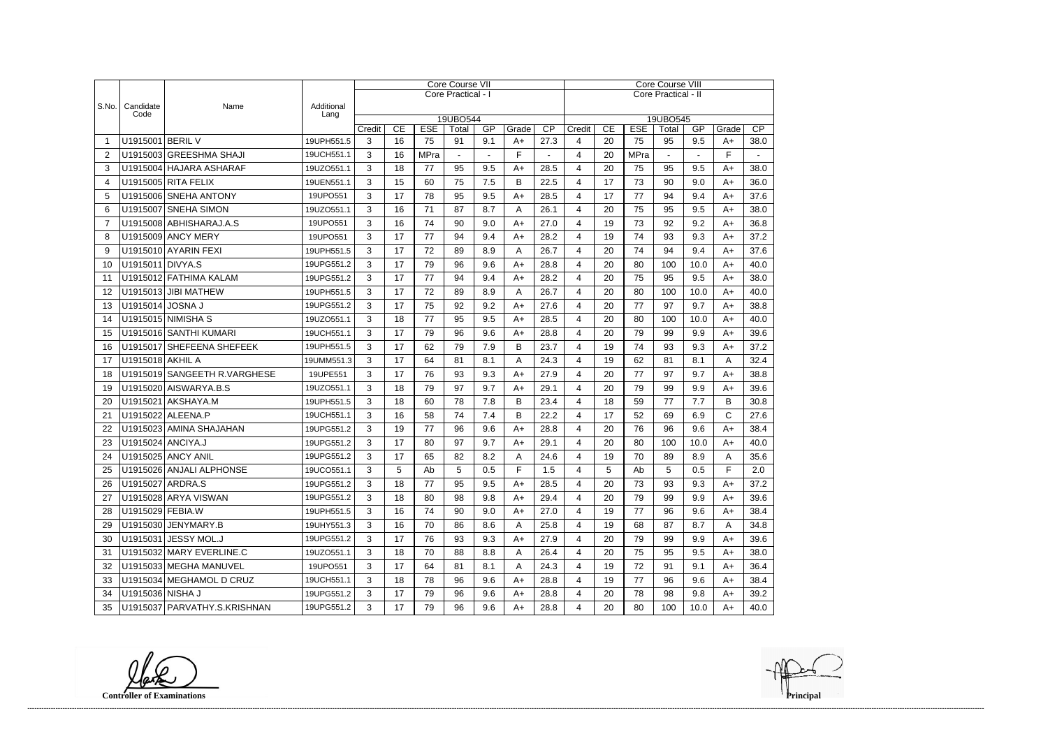| S.No. | Candidate Code | Name | Additional Lang | Core Course VII | | | | | | | Core Course VIII | | | | | | |
|---|---|---|---|---|---|---|---|---|---|---|---|---|---|---|---|---|---|
| | | | | Core Practical - I | | | | | | | Core Practical - II | | | | | | |
| | | | | 19UBO544 | | | | | | | 19UBO545 | | | | | | |
| | | | | Credit | CE | ESE | Total | GP | Grade | CP | Credit | CE | ESE | Total | GP | Grade | CP |
| 1 | U1915001 | BERIL V | 19UPH551.5 | 3 | 16 | 75 | 91 | 9.1 | A+ | 27.3 | 4 | 20 | 75 | 95 | 9.5 | A+ | 38.0 |
| 2 | U1915003 | GREESHMA SHAJI | 19UCH551.1 | 3 | 16 | MPra | - | - | F | - | 4 | 20 | MPra | - | - | F | - |
| 3 | U1915004 | HAJARA ASHARAF | 19UZO551.1 | 3 | 18 | 77 | 95 | 9.5 | A+ | 28.5 | 4 | 20 | 75 | 95 | 9.5 | A+ | 38.0 |
| 4 | U1915005 | RITA FELIX | 19UEN551.1 | 3 | 15 | 60 | 75 | 7.5 | B | 22.5 | 4 | 17 | 73 | 90 | 9.0 | A+ | 36.0 |
| 5 | U1915006 | SNEHA ANTONY | 19UPO551 | 3 | 17 | 78 | 95 | 9.5 | A+ | 28.5 | 4 | 17 | 77 | 94 | 9.4 | A+ | 37.6 |
| 6 | U1915007 | SNEHA SIMON | 19UZO551.1 | 3 | 16 | 71 | 87 | 8.7 | A | 26.1 | 4 | 20 | 75 | 95 | 9.5 | A+ | 38.0 |
| 7 | U1915008 | ABHISHARAJ.A.S | 19UPO551 | 3 | 16 | 74 | 90 | 9.0 | A+ | 27.0 | 4 | 19 | 73 | 92 | 9.2 | A+ | 36.8 |
| 8 | U1915009 | ANCY MERY | 19UPO551 | 3 | 17 | 77 | 94 | 9.4 | A+ | 28.2 | 4 | 19 | 74 | 93 | 9.3 | A+ | 37.2 |
| 9 | U1915010 | AYARIN FEXI | 19UPH551.5 | 3 | 17 | 72 | 89 | 8.9 | A | 26.7 | 4 | 20 | 74 | 94 | 9.4 | A+ | 37.6 |
| 10 | U1915011 | DIVYA.S | 19UPG551.2 | 3 | 17 | 79 | 96 | 9.6 | A+ | 28.8 | 4 | 20 | 80 | 100 | 10.0 | A+ | 40.0 |
| 11 | U1915012 | FATHIMA KALAM | 19UPG551.2 | 3 | 17 | 77 | 94 | 9.4 | A+ | 28.2 | 4 | 20 | 75 | 95 | 9.5 | A+ | 38.0 |
| 12 | U1915013 | JIBI MATHEW | 19UPH551.5 | 3 | 17 | 72 | 89 | 8.9 | A | 26.7 | 4 | 20 | 80 | 100 | 10.0 | A+ | 40.0 |
| 13 | U1915014 | JOSNA J | 19UPG551.2 | 3 | 17 | 75 | 92 | 9.2 | A+ | 27.6 | 4 | 20 | 77 | 97 | 9.7 | A+ | 38.8 |
| 14 | U1915015 | NIMISHA S | 19UZO551.1 | 3 | 18 | 77 | 95 | 9.5 | A+ | 28.5 | 4 | 20 | 80 | 100 | 10.0 | A+ | 40.0 |
| 15 | U1915016 | SANTHI KUMARI | 19UCH551.1 | 3 | 17 | 79 | 96 | 9.6 | A+ | 28.8 | 4 | 20 | 79 | 99 | 9.9 | A+ | 39.6 |
| 16 | U1915017 | SHEFEENA SHEFEEK | 19UPH551.5 | 3 | 17 | 62 | 79 | 7.9 | B | 23.7 | 4 | 19 | 74 | 93 | 9.3 | A+ | 37.2 |
| 17 | U1915018 | AKHIL A | 19UMM551.3 | 3 | 17 | 64 | 81 | 8.1 | A | 24.3 | 4 | 19 | 62 | 81 | 8.1 | A | 32.4 |
| 18 | U1915019 | SANGEETH R.VARGHESE | 19UPE551 | 3 | 17 | 76 | 93 | 9.3 | A+ | 27.9 | 4 | 20 | 77 | 97 | 9.7 | A+ | 38.8 |
| 19 | U1915020 | AISWARYA.B.S | 19UZO551.1 | 3 | 18 | 79 | 97 | 9.7 | A+ | 29.1 | 4 | 20 | 79 | 99 | 9.9 | A+ | 39.6 |
| 20 | U1915021 | AKSHAYA.M | 19UPH551.5 | 3 | 18 | 60 | 78 | 7.8 | B | 23.4 | 4 | 18 | 59 | 77 | 7.7 | B | 30.8 |
| 21 | U1915022 | ALEENA.P | 19UCH551.1 | 3 | 16 | 58 | 74 | 7.4 | B | 22.2 | 4 | 17 | 52 | 69 | 6.9 | C | 27.6 |
| 22 | U1915023 | AMINA SHAJAHAN | 19UPG551.2 | 3 | 19 | 77 | 96 | 9.6 | A+ | 28.8 | 4 | 20 | 76 | 96 | 9.6 | A+ | 38.4 |
| 23 | U1915024 | ANCIYA.J | 19UPG551.2 | 3 | 17 | 80 | 97 | 9.7 | A+ | 29.1 | 4 | 20 | 80 | 100 | 10.0 | A+ | 40.0 |
| 24 | U1915025 | ANCY ANIL | 19UPG551.2 | 3 | 17 | 65 | 82 | 8.2 | A | 24.6 | 4 | 19 | 70 | 89 | 8.9 | A | 35.6 |
| 25 | U1915026 | ANJALI ALPHONSE | 19UCO551.1 | 3 | 5 | Ab | 5 | 0.5 | F | 1.5 | 4 | 5 | Ab | 5 | 0.5 | F | 2.0 |
| 26 | U1915027 | ARDRA.S | 19UPG551.2 | 3 | 18 | 77 | 95 | 9.5 | A+ | 28.5 | 4 | 20 | 73 | 93 | 9.3 | A+ | 37.2 |
| 27 | U1915028 | ARYA VISWAN | 19UPG551.2 | 3 | 18 | 80 | 98 | 9.8 | A+ | 29.4 | 4 | 20 | 79 | 99 | 9.9 | A+ | 39.6 |
| 28 | U1915029 | FEBIA.W | 19UPH551.5 | 3 | 16 | 74 | 90 | 9.0 | A+ | 27.0 | 4 | 19 | 77 | 96 | 9.6 | A+ | 38.4 |
| 29 | U1915030 | JENYMARY.B | 19UHY551.3 | 3 | 16 | 70 | 86 | 8.6 | A | 25.8 | 4 | 19 | 68 | 87 | 8.7 | A | 34.8 |
| 30 | U1915031 | JESSY MOL.J | 19UPG551.2 | 3 | 17 | 76 | 93 | 9.3 | A+ | 27.9 | 4 | 20 | 79 | 99 | 9.9 | A+ | 39.6 |
| 31 | U1915032 | MARY EVERLINE.C | 19UZO551.1 | 3 | 18 | 70 | 88 | 8.8 | A | 26.4 | 4 | 20 | 75 | 95 | 9.5 | A+ | 38.0 |
| 32 | U1915033 | MEGHA MANUVEL | 19UPO551 | 3 | 17 | 64 | 81 | 8.1 | A | 24.3 | 4 | 19 | 72 | 91 | 9.1 | A+ | 36.4 |
| 33 | U1915034 | MEGHAMOL D CRUZ | 19UCH551.1 | 3 | 18 | 78 | 96 | 9.6 | A+ | 28.8 | 4 | 19 | 77 | 96 | 9.6 | A+ | 38.4 |
| 34 | U1915036 | NISHA J | 19UPG551.2 | 3 | 17 | 79 | 96 | 9.6 | A+ | 28.8 | 4 | 20 | 78 | 98 | 9.8 | A+ | 39.2 |
| 35 | U1915037 | PARVATHY.S.KRISHNAN | 19UPG551.2 | 3 | 17 | 79 | 96 | 9.6 | A+ | 28.8 | 4 | 20 | 80 | 100 | 10.0 | A+ | 40.0 |

**Controller of Examinations**

**Principal**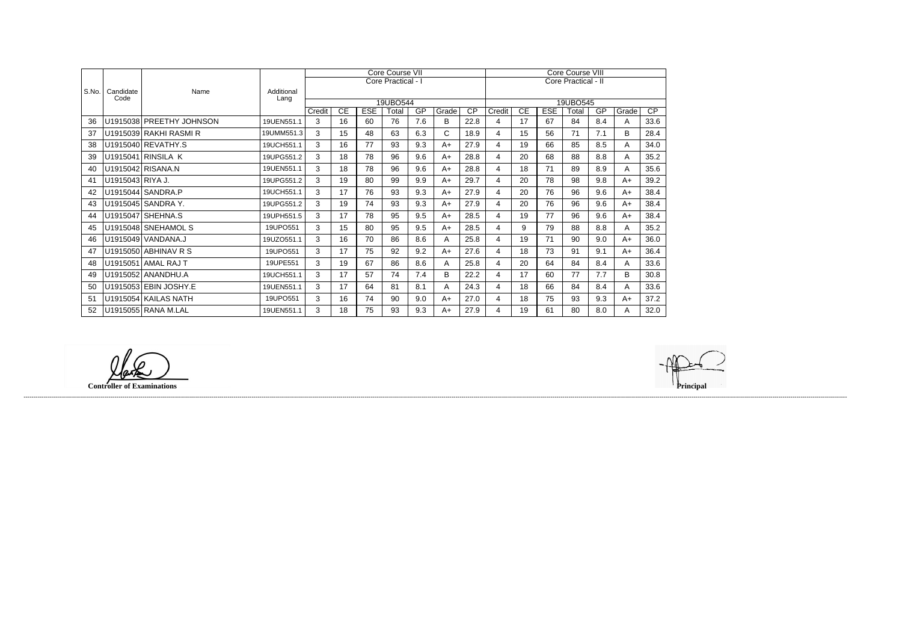| S.No. | Candidate Code | Name | Additional Lang | Core Course VII | | | | | | | Core Course VIII | | | | | | |
|---|---|---|---|---|---|---|---|---|---|---|---|---|---|---|---|---|---|
| | | | | Core Practical - I | | | | | | | Core Practical - II | | | | | | |
| | | | | 19UBO544 | | | | | | | 19UBO545 | | | | | | |
| | | | | Credit | CE | ESE | Total | GP | Grade | CP | Credit | CE | ESE | Total | GP | Grade | CP |
| 36 | U1915038 | PREETHY JOHNSON | 19UEN551.1 | 3 | 16 | 60 | 76 | 7.6 | B | 22.8 | 4 | 17 | 67 | 84 | 8.4 | A | 33.6 |
| 37 | U1915039 | RAKHI RASMI R | 19UMM551.3 | 3 | 15 | 48 | 63 | 6.3 | C | 18.9 | 4 | 15 | 56 | 71 | 7.1 | B | 28.4 |
| 38 | U1915040 | REVATHY.S | 19UCH551.1 | 3 | 16 | 77 | 93 | 9.3 | A+ | 27.9 | 4 | 19 | 66 | 85 | 8.5 | A | 34.0 |
| 39 | U1915041 | RINSILA K | 19UPG551.2 | 3 | 18 | 78 | 96 | 9.6 | A+ | 28.8 | 4 | 20 | 68 | 88 | 8.8 | A | 35.2 |
| 40 | U1915042 | RISANA.N | 19UEN551.1 | 3 | 18 | 78 | 96 | 9.6 | A+ | 28.8 | 4 | 18 | 71 | 89 | 8.9 | A | 35.6 |
| 41 | U1915043 | RIYA J. | 19UPG551.2 | 3 | 19 | 80 | 99 | 9.9 | A+ | 29.7 | 4 | 20 | 78 | 98 | 9.8 | A+ | 39.2 |
| 42 | U1915044 | SANDRA.P | 19UCH551.1 | 3 | 17 | 76 | 93 | 9.3 | A+ | 27.9 | 4 | 20 | 76 | 96 | 9.6 | A+ | 38.4 |
| 43 | U1915045 | SANDRA Y. | 19UPG551.2 | 3 | 19 | 74 | 93 | 9.3 | A+ | 27.9 | 4 | 20 | 76 | 96 | 9.6 | A+ | 38.4 |
| 44 | U1915047 | SHEHNA.S | 19UPH551.5 | 3 | 17 | 78 | 95 | 9.5 | A+ | 28.5 | 4 | 19 | 77 | 96 | 9.6 | A+ | 38.4 |
| 45 | U1915048 | SNEHAMOL S | 19UPO551 | 3 | 15 | 80 | 95 | 9.5 | A+ | 28.5 | 4 | 9 | 79 | 88 | 8.8 | A | 35.2 |
| 46 | U1915049 | VANDANA.J | 19UZO551.1 | 3 | 16 | 70 | 86 | 8.6 | A | 25.8 | 4 | 19 | 71 | 90 | 9.0 | A+ | 36.0 |
| 47 | U1915050 | ABHINAV R S | 19UPO551 | 3 | 17 | 75 | 92 | 9.2 | A+ | 27.6 | 4 | 18 | 73 | 91 | 9.1 | A+ | 36.4 |
| 48 | U1915051 | AMAL RAJ T | 19UPE551 | 3 | 19 | 67 | 86 | 8.6 | A | 25.8 | 4 | 20 | 64 | 84 | 8.4 | A | 33.6 |
| 49 | U1915052 | ANANDHU.A | 19UCH551.1 | 3 | 17 | 57 | 74 | 7.4 | B | 22.2 | 4 | 17 | 60 | 77 | 7.7 | B | 30.8 |
| 50 | U1915053 | EBIN JOSHY.E | 19UEN551.1 | 3 | 17 | 64 | 81 | 8.1 | A | 24.3 | 4 | 18 | 66 | 84 | 8.4 | A | 33.6 |
| 51 | U1915054 | KAILAS NATH | 19UPO551 | 3 | 16 | 74 | 90 | 9.0 | A+ | 27.0 | 4 | 18 | 75 | 93 | 9.3 | A+ | 37.2 |
| 52 | U1915055 | RANA M.LAL | 19UEN551.1 | 3 | 18 | 75 | 93 | 9.3 | A+ | 27.9 | 4 | 19 | 61 | 80 | 8.0 | A | 32.0 |

**Controller of Examinations**

**Principal**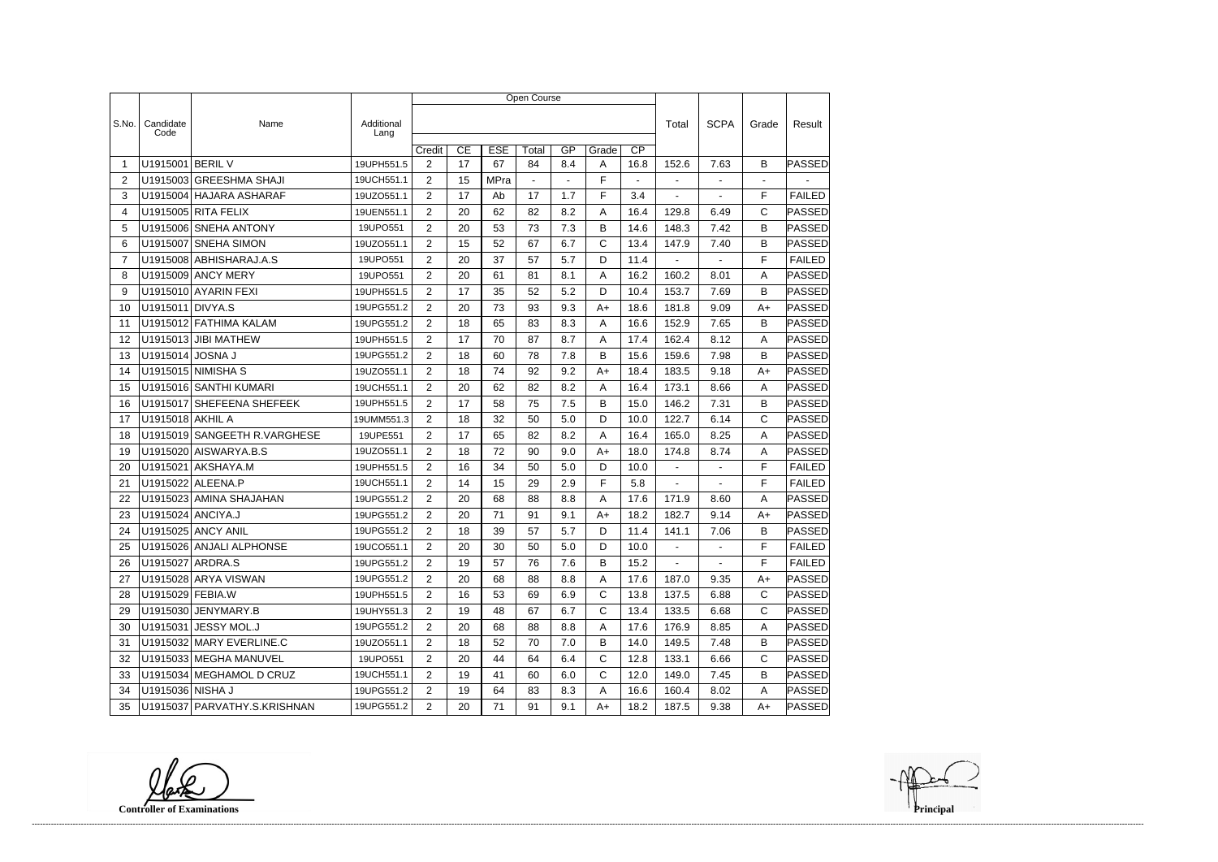| S.No. | Candidate Code | Name | Additional Lang | Open Course | | | | | | | Total | SCPA | Grade | Result |
|---|---|---|---|---|---|---|---|---|---|---|---|---|---|---|
| | | | | Credit | CE | ESE | Total | GP | Grade | CP | | | | |
| 1 | U1915001 | BERIL V | 19UPH551.5 | 2 | 17 | 67 | 84 | 8.4 | A | 16.8 | 152.6 | 7.63 | B | PASSED |
| 2 | U1915003 | GREESHMA SHAJI | 19UCH551.1 | 2 | 15 | MPra | - | - | F | - | - | - | - | - |
| 3 | U1915004 | HAJARA ASHARAF | 19UZO551.1 | 2 | 17 | Ab | 17 | 1.7 | F | 3.4 | - | - | F | FAILED |
| 4 | U1915005 | RITA FELIX | 19UEN551.1 | 2 | 20 | 62 | 82 | 8.2 | A | 16.4 | 129.8 | 6.49 | C | PASSED |
| 5 | U1915006 | SNEHA ANTONY | 19UPO551 | 2 | 20 | 53 | 73 | 7.3 | B | 14.6 | 148.3 | 7.42 | B | PASSED |
| 6 | U1915007 | SNEHA SIMON | 19UZO551.1 | 2 | 15 | 52 | 67 | 6.7 | C | 13.4 | 147.9 | 7.40 | B | PASSED |
| 7 | U1915008 | ABHISHARAJ.A.S | 19UPO551 | 2 | 20 | 37 | 57 | 5.7 | D | 11.4 | - | - | F | FAILED |
| 8 | U1915009 | ANCY MERY | 19UPO551 | 2 | 20 | 61 | 81 | 8.1 | A | 16.2 | 160.2 | 8.01 | A | PASSED |
| 9 | U1915010 | AYARIN FEXI | 19UPH551.5 | 2 | 17 | 35 | 52 | 5.2 | D | 10.4 | 153.7 | 7.69 | B | PASSED |
| 10 | U1915011 | DIVYA.S | 19UPG551.2 | 2 | 20 | 73 | 93 | 9.3 | A+ | 18.6 | 181.8 | 9.09 | A+ | PASSED |
| 11 | U1915012 | FATHIMA KALAM | 19UPG551.2 | 2 | 18 | 65 | 83 | 8.3 | A | 16.6 | 152.9 | 7.65 | B | PASSED |
| 12 | U1915013 | JIBI MATHEW | 19UPH551.5 | 2 | 17 | 70 | 87 | 8.7 | A | 17.4 | 162.4 | 8.12 | A | PASSED |
| 13 | U1915014 | JOSNA J | 19UPG551.2 | 2 | 18 | 60 | 78 | 7.8 | B | 15.6 | 159.6 | 7.98 | B | PASSED |
| 14 | U1915015 | NIMISHA S | 19UZO551.1 | 2 | 18 | 74 | 92 | 9.2 | A+ | 18.4 | 183.5 | 9.18 | A+ | PASSED |
| 15 | U1915016 | SANTHI KUMARI | 19UCH551.1 | 2 | 20 | 62 | 82 | 8.2 | A | 16.4 | 173.1 | 8.66 | A | PASSED |
| 16 | U1915017 | SHEFEENA SHEFEEK | 19UPH551.5 | 2 | 17 | 58 | 75 | 7.5 | B | 15.0 | 146.2 | 7.31 | B | PASSED |
| 17 | U1915018 | AKHIL A | 19UMM551.3 | 2 | 18 | 32 | 50 | 5.0 | D | 10.0 | 122.7 | 6.14 | C | PASSED |
| 18 | U1915019 | SANGEETH R.VARGHESE | 19UPE551 | 2 | 17 | 65 | 82 | 8.2 | A | 16.4 | 165.0 | 8.25 | A | PASSED |
| 19 | U1915020 | AISWARYA.B.S | 19UZO551.1 | 2 | 18 | 72 | 90 | 9.0 | A+ | 18.0 | 174.8 | 8.74 | A | PASSED |
| 20 | U1915021 | AKSHAYA.M | 19UPH551.5 | 2 | 16 | 34 | 50 | 5.0 | D | 10.0 | - | - | F | FAILED |
| 21 | U1915022 | ALEENA.P | 19UCH551.1 | 2 | 14 | 15 | 29 | 2.9 | F | 5.8 | - | - | F | FAILED |
| 22 | U1915023 | AMINA SHAJAHAN | 19UPG551.2 | 2 | 20 | 68 | 88 | 8.8 | A | 17.6 | 171.9 | 8.60 | A | PASSED |
| 23 | U1915024 | ANCIYA.J | 19UPG551.2 | 2 | 20 | 71 | 91 | 9.1 | A+ | 18.2 | 182.7 | 9.14 | A+ | PASSED |
| 24 | U1915025 | ANCY ANIL | 19UPG551.2 | 2 | 18 | 39 | 57 | 5.7 | D | 11.4 | 141.1 | 7.06 | B | PASSED |
| 25 | U1915026 | ANJALI ALPHONSE | 19UCO551.1 | 2 | 20 | 30 | 50 | 5.0 | D | 10.0 | - | - | F | FAILED |
| 26 | U1915027 | ARDRA.S | 19UPG551.2 | 2 | 19 | 57 | 76 | 7.6 | B | 15.2 | - | - | F | FAILED |
| 27 | U1915028 | ARYA VISWAN | 19UPG551.2 | 2 | 20 | 68 | 88 | 8.8 | A | 17.6 | 187.0 | 9.35 | A+ | PASSED |
| 28 | U1915029 | FEBIA.W | 19UPH551.5 | 2 | 16 | 53 | 69 | 6.9 | C | 13.8 | 137.5 | 6.88 | C | PASSED |
| 29 | U1915030 | JENYMARY.B | 19UHY551.3 | 2 | 19 | 48 | 67 | 6.7 | C | 13.4 | 133.5 | 6.68 | C | PASSED |
| 30 | U1915031 | JESSY MOL.J | 19UPG551.2 | 2 | 20 | 68 | 88 | 8.8 | A | 17.6 | 176.9 | 8.85 | A | PASSED |
| 31 | U1915032 | MARY EVERLINE.C | 19UZO551.1 | 2 | 18 | 52 | 70 | 7.0 | B | 14.0 | 149.5 | 7.48 | B | PASSED |
| 32 | U1915033 | MEGHA MANUVEL | 19UPO551 | 2 | 20 | 44 | 64 | 6.4 | C | 12.8 | 133.1 | 6.66 | C | PASSED |
| 33 | U1915034 | MEGHAMOL D CRUZ | 19UCH551.1 | 2 | 19 | 41 | 60 | 6.0 | C | 12.0 | 149.0 | 7.45 | B | PASSED |
| 34 | U1915036 | NISHA J | 19UPG551.2 | 2 | 19 | 64 | 83 | 8.3 | A | 16.6 | 160.4 | 8.02 | A | PASSED |
| 35 | U1915037 | PARVATHY.S.KRISHNAN | 19UPG551.2 | 2 | 20 | 71 | 91 | 9.1 | A+ | 18.2 | 187.5 | 9.38 | A+ | PASSED |

**Controller of Examinations**

**Principal**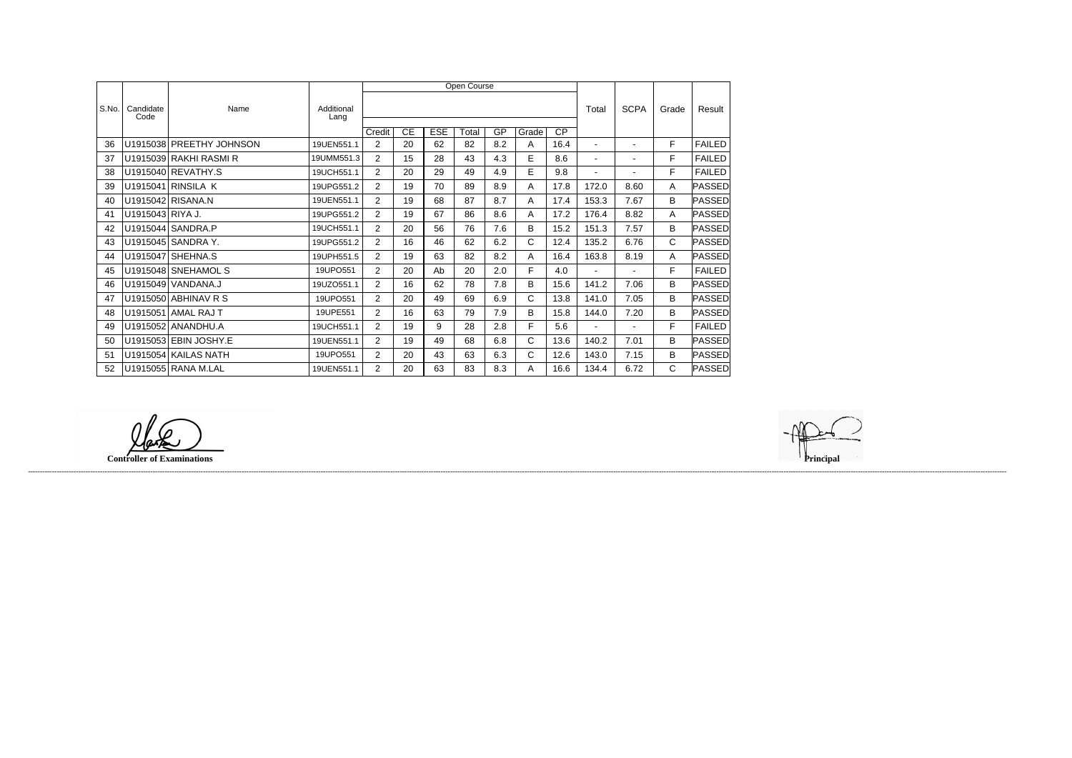| S.No. | Candidate Code | Name | Additional Lang | Open Course | | | | | | | Total | SCPA | Grade | Result |
|---|---|---|---|---|---|---|---|---|---|---|---|---|---|---|
| | | | | Credit | CE | ESE | Total | GP | Grade | CP | | | | |
| 36 | U1915038 | PREETHY JOHNSON | 19UEN551.1 | 2 | 20 | 62 | 82 | 8.2 | A | 16.4 | - | - | F | FAILED |
| 37 | U1915039 | RAKHI RASMI R | 19UMM551.3 | 2 | 15 | 28 | 43 | 4.3 | E | 8.6 | - | - | F | FAILED |
| 38 | U1915040 | REVATHY.S | 19UCH551.1 | 2 | 20 | 29 | 49 | 4.9 | E | 9.8 | - | - | F | FAILED |
| 39 | U1915041 | RINSILA K | 19UPG551.2 | 2 | 19 | 70 | 89 | 8.9 | A | 17.8 | 172.0 | 8.60 | A | PASSED |
| 40 | U1915042 | RISANA.N | 19UEN551.1 | 2 | 19 | 68 | 87 | 8.7 | A | 17.4 | 153.3 | 7.67 | B | PASSED |
| 41 | U1915043 | RIYA J. | 19UPG551.2 | 2 | 19 | 67 | 86 | 8.6 | A | 17.2 | 176.4 | 8.82 | A | PASSED |
| 42 | U1915044 | SANDRA.P | 19UCH551.1 | 2 | 20 | 56 | 76 | 7.6 | B | 15.2 | 151.3 | 7.57 | B | PASSED |
| 43 | U1915045 | SANDRA Y. | 19UPG551.2 | 2 | 16 | 46 | 62 | 6.2 | C | 12.4 | 135.2 | 6.76 | C | PASSED |
| 44 | U1915047 | SHEHNA.S | 19UPH551.5 | 2 | 19 | 63 | 82 | 8.2 | A | 16.4 | 163.8 | 8.19 | A | PASSED |
| 45 | U1915048 | SNEHAMOL S | 19UPO551 | 2 | 20 | Ab | 20 | 2.0 | F | 4.0 | - | - | F | FAILED |
| 46 | U1915049 | VANDANA.J | 19UZO551.1 | 2 | 16 | 62 | 78 | 7.8 | B | 15.6 | 141.2 | 7.06 | B | PASSED |
| 47 | U1915050 | ABHINAV R S | 19UPO551 | 2 | 20 | 49 | 69 | 6.9 | C | 13.8 | 141.0 | 7.05 | B | PASSED |
| 48 | U1915051 | AMAL RAJ T | 19UPE551 | 2 | 16 | 63 | 79 | 7.9 | B | 15.8 | 144.0 | 7.20 | B | PASSED |
| 49 | U1915052 | ANANDHU.A | 19UCH551.1 | 2 | 19 | 9 | 28 | 2.8 | F | 5.6 | - | - | F | FAILED |
| 50 | U1915053 | EBIN JOSHY.E | 19UEN551.1 | 2 | 19 | 49 | 68 | 6.8 | C | 13.6 | 140.2 | 7.01 | B | PASSED |
| 51 | U1915054 | KAILAS NATH | 19UPO551 | 2 | 20 | 43 | 63 | 6.3 | C | 12.6 | 143.0 | 7.15 | B | PASSED |
| 52 | U1915055 | RANA M.LAL | 19UEN551.1 | 2 | 20 | 63 | 83 | 8.3 | A | 16.6 | 134.4 | 6.72 | C | PASSED |

**Controller of Examinations**

**Principal**